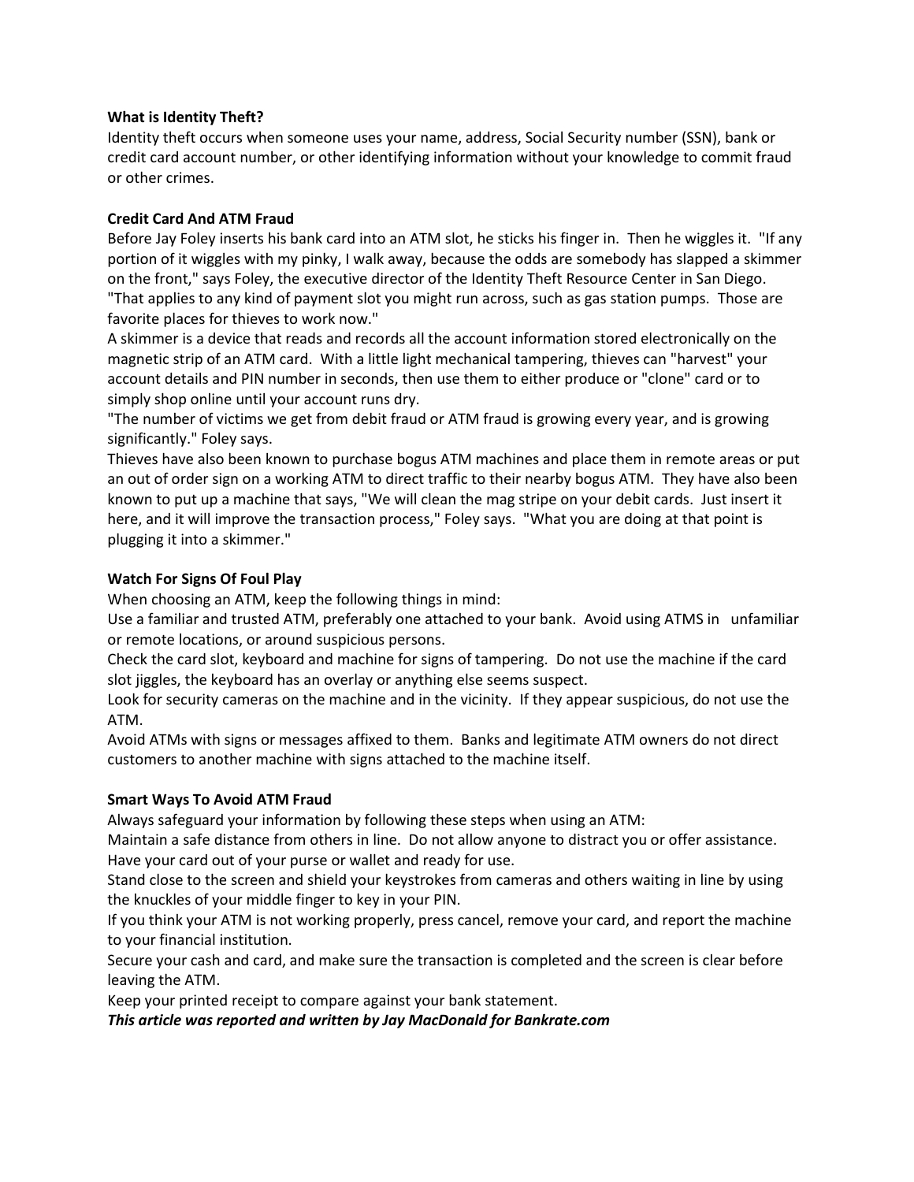**What is Identity Theft?**

Identity theft occurs when someone uses your name, address, Social Security number (SSN), bank or credit card account number, or other identifying information without your knowledge to commit fraud or other crimes.

**Credit Card And ATM Fraud**

Before Jay Foley inserts his bank card into an ATM slot, he sticks his finger in. Then he wiggles it. "If any portion of it wiggles with my pinky, I walk away, because the odds are somebody has slapped a skimmer on the front," says Foley, the executive director of the Identity Theft Resource Center in San Diego. "That applies to any kind of payment slot you might run across, such as gas station pumps. Those are favorite places for thieves to work now."

A skimmer is a device that reads and records all the account information stored electronically on the magnetic strip of an ATM card. With a little light mechanical tampering, thieves can "harvest" your account details and PIN number in seconds, then use them to either produce or "clone" card or to simply shop online until your account runs dry.

"The number of victims we get from debit fraud or ATM fraud is growing every year, and is growing significantly." Foley says.

Thieves have also been known to purchase bogus ATM machines and place them in remote areas or put an out of order sign on a working ATM to direct traffic to their nearby bogus ATM. They have also been known to put up a machine that says, "We will clean the mag stripe on your debit cards. Just insert it here, and it will improve the transaction process," Foley says. "What you are doing at that point is plugging it into a skimmer."

**Watch For Signs Of Foul Play**

When choosing an ATM, keep the following things in mind:

Use a familiar and trusted ATM, preferably one attached to your bank. Avoid using ATMS in unfamiliar or remote locations, or around suspicious persons.

Check the card slot, keyboard and machine for signs of tampering. Do not use the machine if the card slot jiggles, the keyboard has an overlay or anything else seems suspect.

Look for security cameras on the machine and in the vicinity. If they appear suspicious, do not use the ATM.

Avoid ATMs with signs or messages affixed to them. Banks and legitimate ATM owners do not direct customers to another machine with signs attached to the machine itself.

**Smart Ways To Avoid ATM Fraud**

Always safeguard your information by following these steps when using an ATM:

Maintain a safe distance from others in line. Do not allow anyone to distract you or offer assistance.

Have your card out of your purse or wallet and ready for use.

Stand close to the screen and shield your keystrokes from cameras and others waiting in line by using the knuckles of your middle finger to key in your PIN.

If you think your ATM is not working properly, press cancel, remove your card, and report the machine to your financial institution.

Secure your cash and card, and make sure the transaction is completed and the screen is clear before leaving the ATM.

Keep your printed receipt to compare against your bank statement.

***This article was reported and written by Jay MacDonald for Bankrate.com***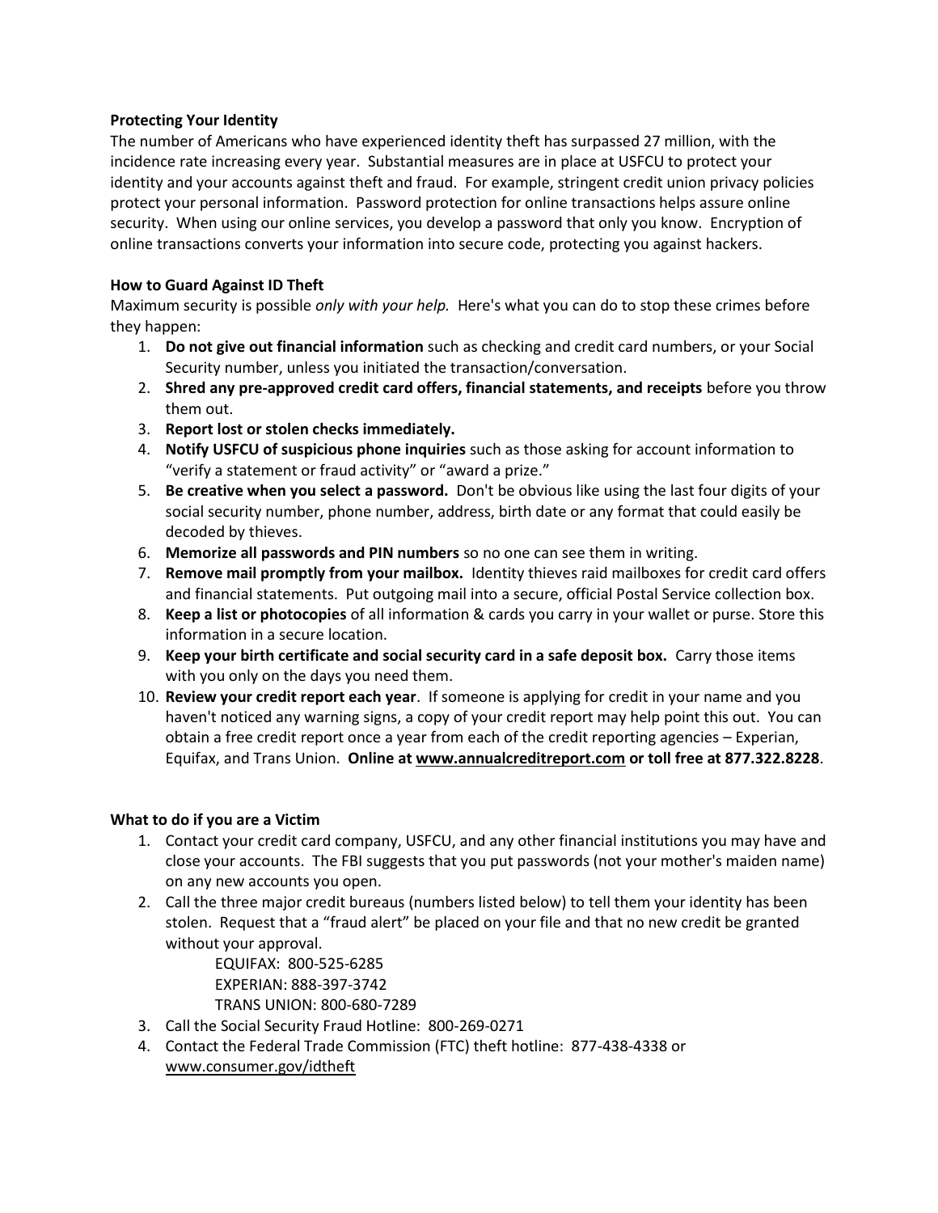**Protecting Your Identity**

The number of Americans who have experienced identity theft has surpassed 27 million, with the incidence rate increasing every year. Substantial measures are in place at USFCU to protect your identity and your accounts against theft and fraud. For example, stringent credit union privacy policies protect your personal information. Password protection for online transactions helps assure online security. When using our online services, you develop a password that only you know. Encryption of online transactions converts your information into secure code, protecting you against hackers.

**How to Guard Against ID Theft**

Maximum security is possible *only with your help.* Here's what you can do to stop these crimes before they happen:

1. **Do not give out financial information** such as checking and credit card numbers, or your Social Security number, unless you initiated the transaction/conversation.
2. **Shred any pre-approved credit card offers, financial statements, and receipts** before you throw them out.
3. **Report lost or stolen checks immediately.**
4. **Notify USFCU of suspicious phone inquiries** such as those asking for account information to "verify a statement or fraud activity" or "award a prize."
5. **Be creative when you select a password.** Don't be obvious like using the last four digits of your social security number, phone number, address, birth date or any format that could easily be decoded by thieves.
6. **Memorize all passwords and PIN numbers** so no one can see them in writing.
7. **Remove mail promptly from your mailbox.** Identity thieves raid mailboxes for credit card offers and financial statements. Put outgoing mail into a secure, official Postal Service collection box.
8. **Keep a list or photocopies** of all information & cards you carry in your wallet or purse. Store this information in a secure location.
9. **Keep your birth certificate and social security card in a safe deposit box.** Carry those items with you only on the days you need them.
10. **Review your credit report each year**. If someone is applying for credit in your name and you haven't noticed any warning signs, a copy of your credit report may help point this out. You can obtain a free credit report once a year from each of the credit reporting agencies – Experian, Equifax, and Trans Union. **Online at www.annualcreditreport.com or toll free at 877.322.8228**.

**What to do if you are a Victim**

1. Contact your credit card company, USFCU, and any other financial institutions you may have and close your accounts. The FBI suggests that you put passwords (not your mother's maiden name) on any new accounts you open.
2. Call the three major credit bureaus (numbers listed below) to tell them your identity has been stolen. Request that a "fraud alert" be placed on your file and that no new credit be granted without your approval.

   EQUIFAX: 800-525-6285
   EXPERIAN: 888-397-3742
   TRANS UNION: 800-680-7289
3. Call the Social Security Fraud Hotline: 800-269-0271
4. Contact the Federal Trade Commission (FTC) theft hotline: 877-438-4338 or www.consumer.gov/idtheft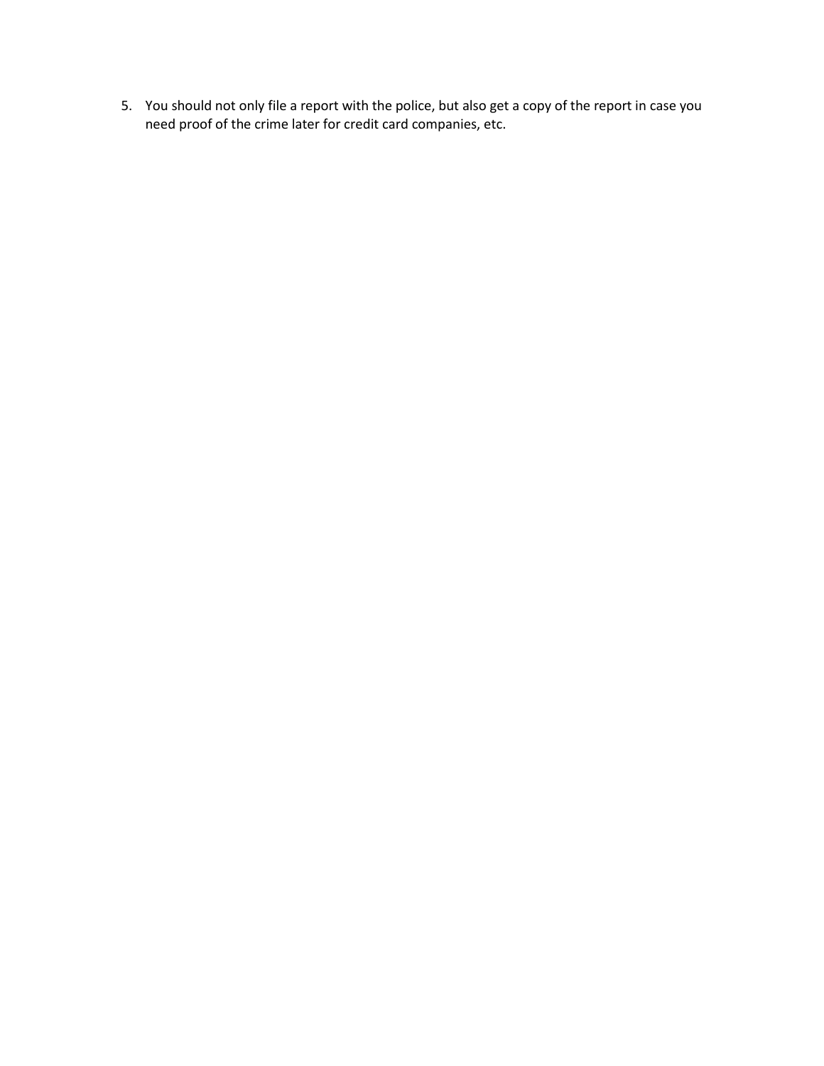5. You should not only file a report with the police, but also get a copy of the report in case you need proof of the crime later for credit card companies, etc.